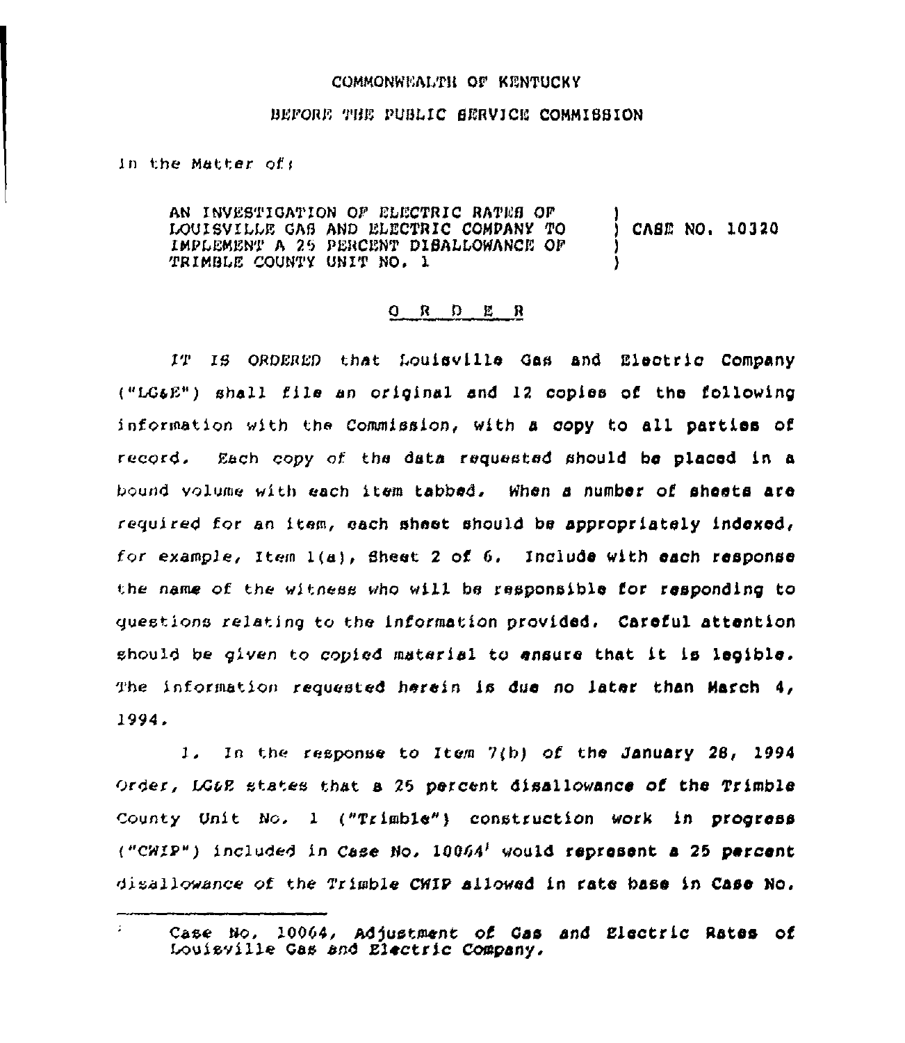COMMONWEALTH OF KENTUCKY

BEFORE THE PUBLIC SERVICE COMMISSION

In the Matter of:

| | |
|---|---|
| AN INVESTIGATION OF ELECTRIC RATES OF LOUISVILLE GAS AND ELECTRIC COMPANY TO IMPLEMENT A 25 PERCENT DISALLOWANCE OF TRIMBLE COUNTY UNIT NO. 1 | ) CASE NO. 10320 |

## O R D E R

IT IS ORDERED that Louisville Gas and Electric Company ("LG&E") shall file an original and 12 copies of the following information with the Commission, with a copy to all parties of record. Each copy of the data requested should be placed in a bound volume with each item tabbed. When a number of sheets are required for an item, each sheet should be appropriately indexed, for example, Item 1(a), Sheet 2 of 6. Include with each response the name of the witness who will be responsible for responding to questions relating to the information provided. Careful attention should be given to copied material to ensure that it is legible. The information requested herein is due no later than March 4, 1994.

1. In the response to Item 7(b) of the January 28, 1994 Order, LG&E states that a 25 percent disallowance of the Trimble County Unit No. 1 ("Trimble") construction work in progress ("CWIP") included in Case No. 10064[1] would represent a 25 percent disallowance of the Trimble CWIP allowed in rate base in Case No.

[1] Case No. 10064, Adjustment of Gas and Electric Rates of Louisville Gas and Electric Company.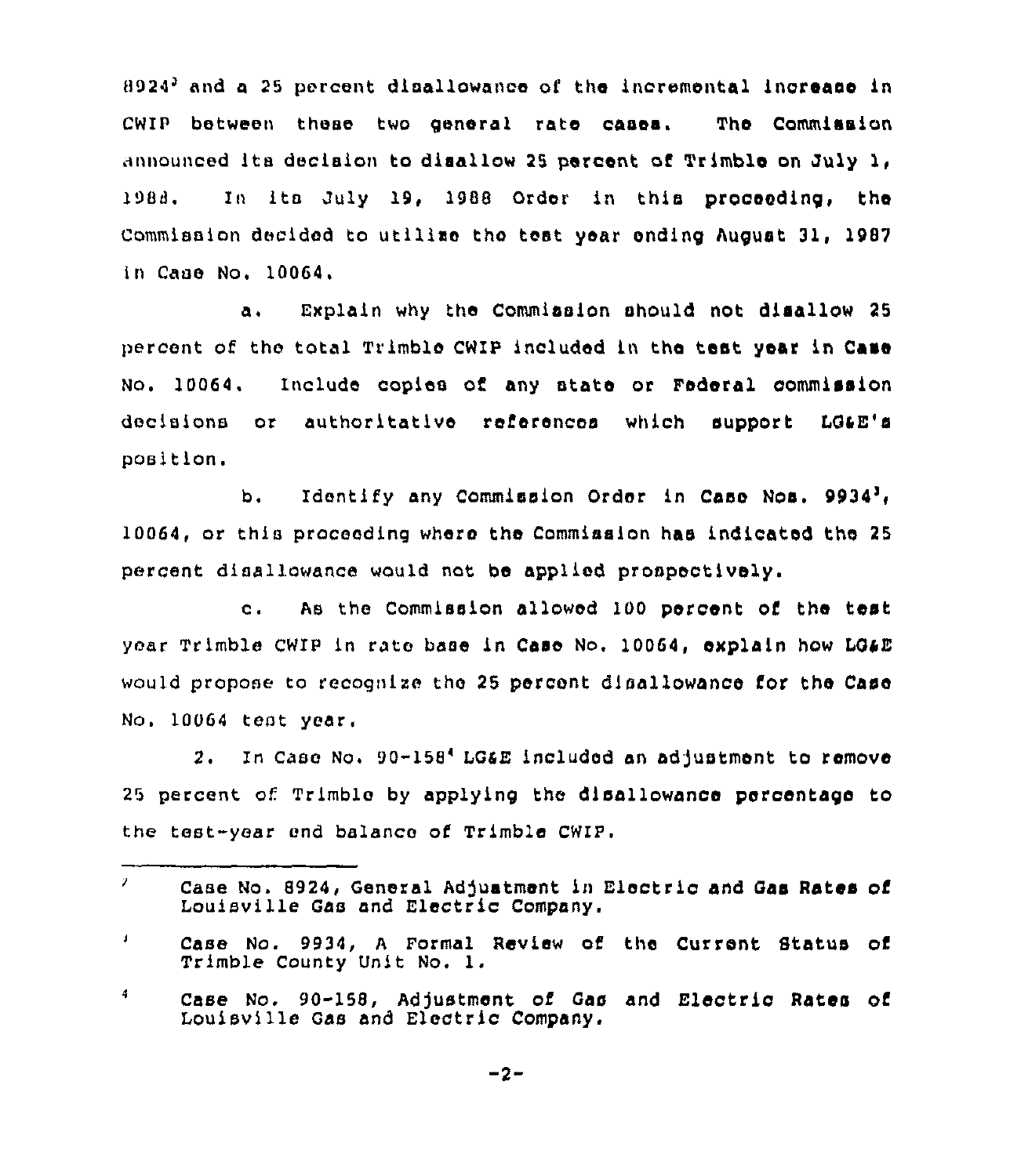8924[2] and a 25 percent disallowance of the incremental increase in CWIP between these two general rate cases. The Commission announced its decision to disallow 25 percent of Trimble on July 1, 1988. In its July 19, 1988 Order in this proceeding, the Commission decided to utilize the test year ending August 31, 1987 in Case No. 10064.

a. Explain why the Commission should not disallow 25 percent of the total Trimble CWIP included in the test year in Case No. 10064. Include copies of any state or Federal commission decisions or authoritative references which support LG&E's position.

b. Identify any Commission Order in Case Nos. 9934[3], 10064, or this proceeding where the Commission has indicated the 25 percent disallowance would not be applied prospectively.

c. As the Commission allowed 100 percent of the test year Trimble CWIP in rate base in Case No. 10064, explain how LG&E would propose to recognize the 25 percent disallowance for the Case No. 10064 test year.

2. In Case No. 90-158[4] LG&E included an adjustment to remove 25 percent of Trimble by applying the disallowance percentage to the test-year end balance of Trimble CWIP.

---

[2] Case No. 8924, General Adjustment in Electric and Gas Rates of Louisville Gas and Electric Company.

[3] Case No. 9934, A Formal Review of the Current Status of Trimble County Unit No. 1.

[4] Case No. 90-158, Adjustment of Gas and Electric Rates of Louisville Gas and Electric Company.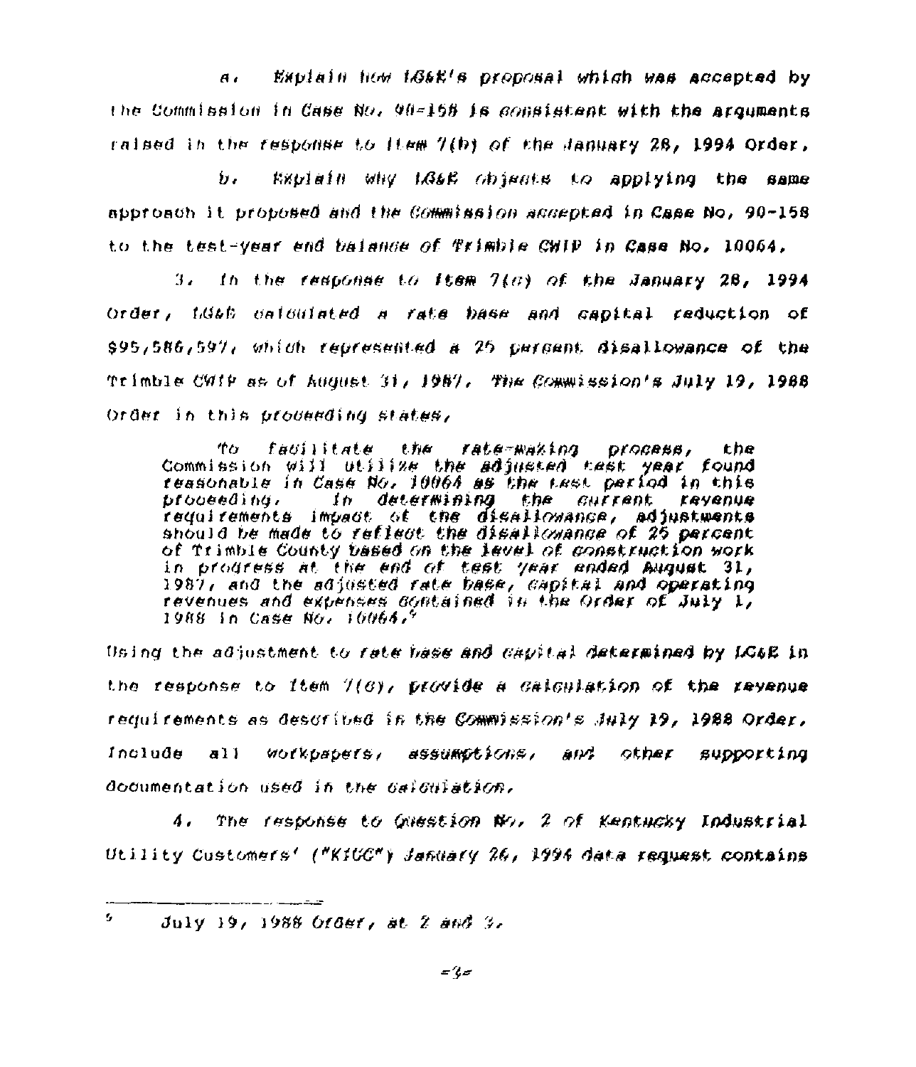a. Explain how LG&E's proposal which was accepted by the Commission in Case No. 90-158 is consistent with the arguments raised in the response to Item 7(b) of the January 28, 1994 Order.

b. Explain why LG&E objects to applying the same approach it proposed and the Commission accepted in Case No. 90-158 to the test-year end balance of Trimble CWIP in Case No. 10064.

3. In the response to Item 7(c) of the January 28, 1994 Order, LG&E calculated a rate base and capital reduction of $95,586,597, which represented a 25 percent disallowance of the Trimble CWIP as of August 31, 1987. The Commission's July 19, 1988 Order in this proceeding states,

> To facilitate the rate-making process, the Commission will utilize the adjusted test year found reasonable in Case No. 10064 as the test period in this proceeding. In determining the current revenue requirements impact of the disallowance, adjustments should be made to reflect the disallowance of 25 percent of Trimble County based on the level of construction work in progress at the end of test year ended August 31, 1987, and the adjusted rate base, capital and operating revenues and expenses contained in the Order of July 1, 1988 in Case No. 10064.[5]

Using the adjustment to rate base and capital determined by LG&E in the response to Item 7(c), provide a calculation of the revenue requirements as described in the Commission's July 19, 1988 Order. Include all workpapers, assumptions, and other supporting documentation used in the calculation.

4. The response to Question No. 2 of Kentucky Industrial Utility Customers' ("KIUC") January 26, 1994 data request contains

---

[5] July 19, 1988 Order, at 2 and 3.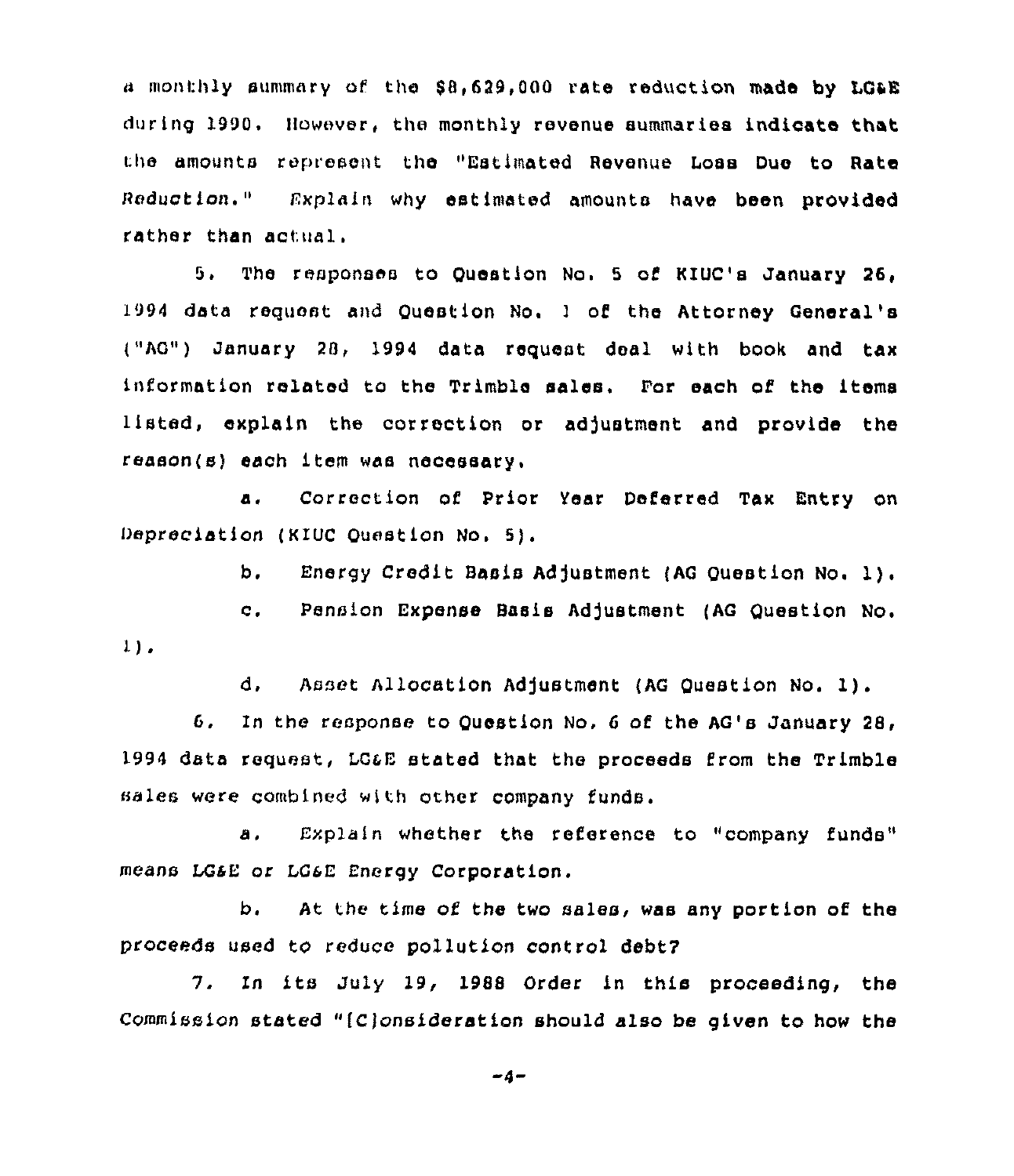a monthly summary of the $8,629,000 rate reduction made by LG&E during 1990. However, the monthly revenue summaries indicate that the amounts represent the "Estimated Revenue Loss Due to Rate Reduction." Explain why estimated amounts have been provided rather than actual.

5. The responses to Question No. 5 of KIUC's January 26, 1994 data request and Question No. 1 of the Attorney General's ("AG") January 28, 1994 data request deal with book and tax information related to the Trimble sales. For each of the items listed, explain the correction or adjustment and provide the reason(s) each item was necessary.

a. Correction of Prior Year Deferred Tax Entry on Depreciation (KIUC Question No. 5).

b. Energy Credit Basis Adjustment (AG Question No. 1).

c. Pension Expense Basis Adjustment (AG Question No. 1).

d. Asset Allocation Adjustment (AG Question No. 1).

6. In the response to Question No. 6 of the AG's January 28, 1994 data request, LG&E stated that the proceeds from the Trimble sales were combined with other company funds.

a. Explain whether the reference to "company funds" means LG&E or LG&E Energy Corporation.

b. At the time of the two sales, was any portion of the proceeds used to reduce pollution control debt?

7. In its July 19, 1988 Order in this proceeding, the Commission stated "[C]onsideration should also be given to how the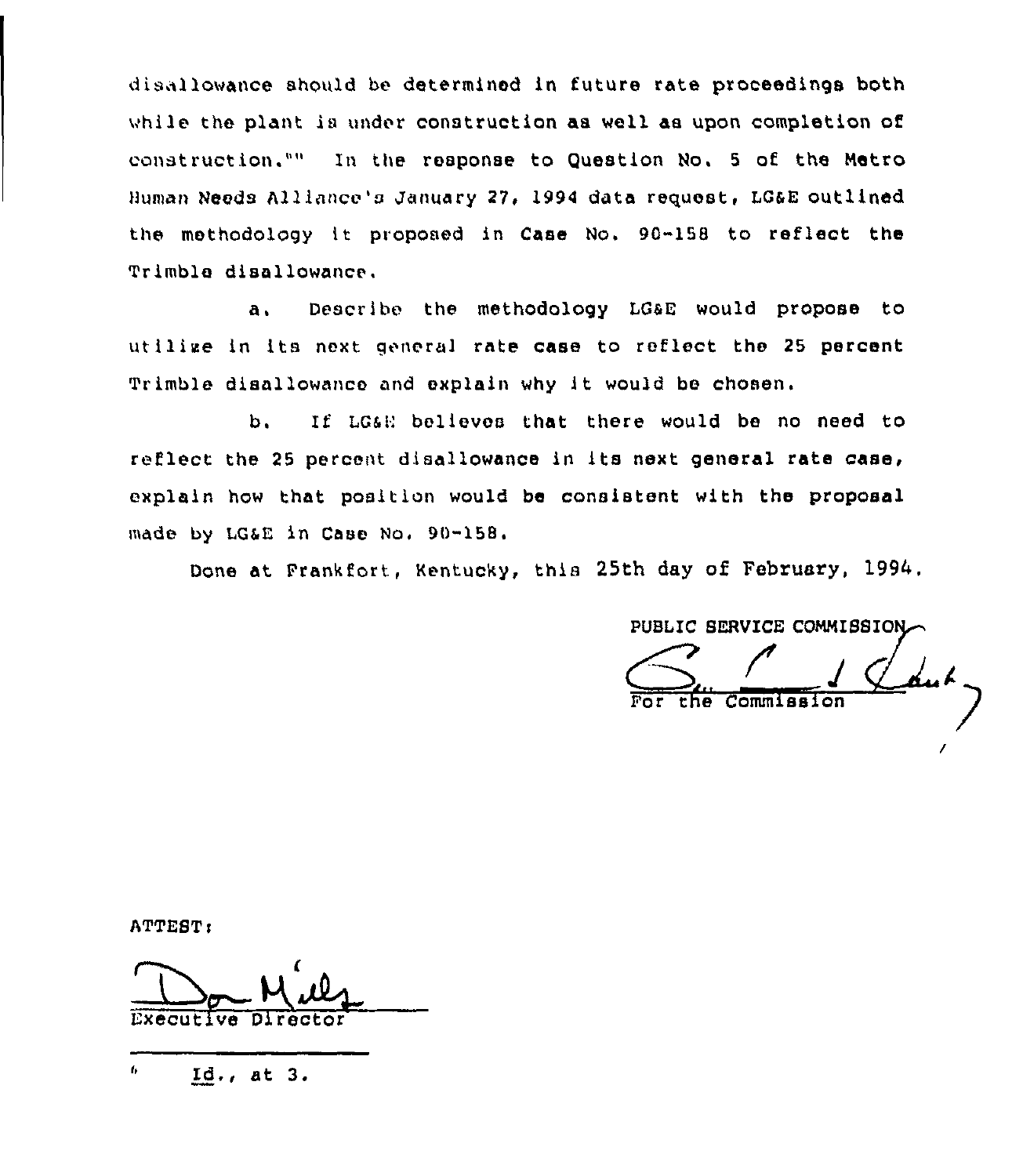disallowance should be determined in future rate proceedings both while the plant is under construction as well as upon completion of construction."[6] In the response to Question No. 5 of the Metro Human Needs Alliance's January 27, 1994 data request, LG&E outlined the methodology it proposed in Case No. 90-158 to reflect the Trimble disallowance.

a. Describe the methodology LG&E would propose to utilize in its next general rate case to reflect the 25 percent Trimble disallowance and explain why it would be chosen.

b. If LG&E believes that there would be no need to reflect the 25 percent disallowance in its next general rate case, explain how that position would be consistent with the proposal made by LG&E in Case No. 90-158.

Done at Frankfort, Kentucky, this 25th day of February, 1994.

PUBLIC SERVICE COMMISSION

For the Commission

ATTEST:

Executive Director

---

[6] Id., at 3.